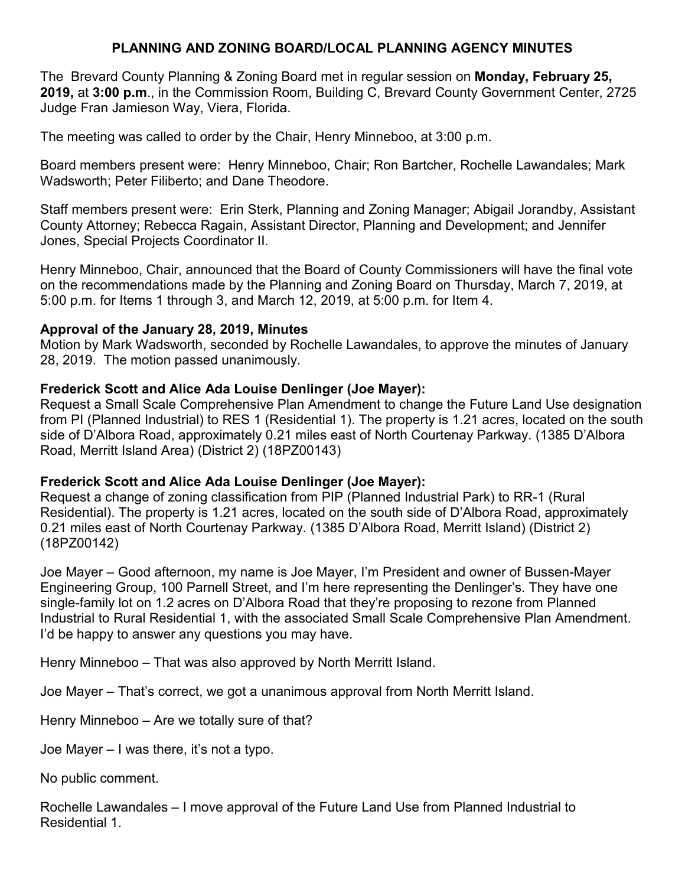# PLANNING AND ZONING BOARD/LOCAL PLANNING AGENCY MINUTES

The Brevard County Planning & Zoning Board met in regular session on **Monday, February 25, 2019,** at **3:00 p.m**., in the Commission Room, Building C, Brevard County Government Center, 2725 Judge Fran Jamieson Way, Viera, Florida.

The meeting was called to order by the Chair, Henry Minneboo, at 3:00 p.m.

Board members present were: Henry Minneboo, Chair; Ron Bartcher, Rochelle Lawandales; Mark Wadsworth; Peter Filiberto; and Dane Theodore.

Staff members present were: Erin Sterk, Planning and Zoning Manager; Abigail Jorandby, Assistant County Attorney; Rebecca Ragain, Assistant Director, Planning and Development; and Jennifer Jones, Special Projects Coordinator II.

Henry Minneboo, Chair, announced that the Board of County Commissioners will have the final vote on the recommendations made by the Planning and Zoning Board on Thursday, March 7, 2019, at 5:00 p.m. for Items 1 through 3, and March 12, 2019, at 5:00 p.m. for Item 4.

**Approval of the January 28, 2019, Minutes**

Motion by Mark Wadsworth, seconded by Rochelle Lawandales, to approve the minutes of January 28, 2019. The motion passed unanimously.

**Frederick Scott and Alice Ada Louise Denlinger (Joe Mayer):**

Request a Small Scale Comprehensive Plan Amendment to change the Future Land Use designation from PI (Planned Industrial) to RES 1 (Residential 1). The property is 1.21 acres, located on the south side of D'Albora Road, approximately 0.21 miles east of North Courtenay Parkway. (1385 D'Albora Road, Merritt Island Area) (District 2) (18PZ00143)

**Frederick Scott and Alice Ada Louise Denlinger (Joe Mayer):**

Request a change of zoning classification from PIP (Planned Industrial Park) to RR-1 (Rural Residential). The property is 1.21 acres, located on the south side of D'Albora Road, approximately 0.21 miles east of North Courtenay Parkway. (1385 D'Albora Road, Merritt Island) (District 2) (18PZ00142)

Joe Mayer – Good afternoon, my name is Joe Mayer, I'm President and owner of Bussen-Mayer Engineering Group, 100 Parnell Street, and I'm here representing the Denlinger's. They have one single-family lot on 1.2 acres on D'Albora Road that they're proposing to rezone from Planned Industrial to Rural Residential 1, with the associated Small Scale Comprehensive Plan Amendment. I'd be happy to answer any questions you may have.

Henry Minneboo – That was also approved by North Merritt Island.

Joe Mayer – That's correct, we got a unanimous approval from North Merritt Island.

Henry Minneboo – Are we totally sure of that?

Joe Mayer – I was there, it's not a typo.

No public comment.

Rochelle Lawandales – I move approval of the Future Land Use from Planned Industrial to Residential 1.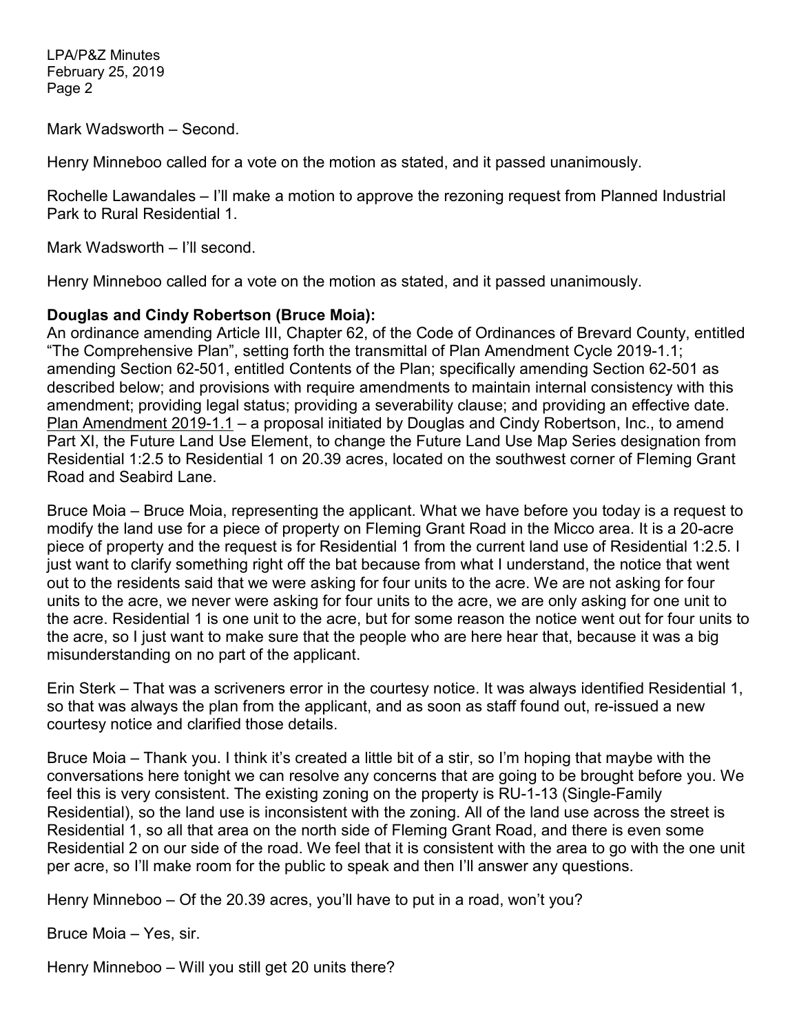Mark Wadsworth – Second.

Henry Minneboo called for a vote on the motion as stated, and it passed unanimously.

Rochelle Lawandales – I'll make a motion to approve the rezoning request from Planned Industrial Park to Rural Residential 1.

Mark Wadsworth – I'll second.

Henry Minneboo called for a vote on the motion as stated, and it passed unanimously.

**Douglas and Cindy Robertson (Bruce Moia):**

An ordinance amending Article III, Chapter 62, of the Code of Ordinances of Brevard County, entitled "The Comprehensive Plan", setting forth the transmittal of Plan Amendment Cycle 2019-1.1; amending Section 62-501, entitled Contents of the Plan; specifically amending Section 62-501 as described below; and provisions with require amendments to maintain internal consistency with this amendment; providing legal status; providing a severability clause; and providing an effective date. Plan Amendment 2019-1.1 – a proposal initiated by Douglas and Cindy Robertson, Inc., to amend Part XI, the Future Land Use Element, to change the Future Land Use Map Series designation from Residential 1:2.5 to Residential 1 on 20.39 acres, located on the southwest corner of Fleming Grant Road and Seabird Lane.

Bruce Moia – Bruce Moia, representing the applicant. What we have before you today is a request to modify the land use for a piece of property on Fleming Grant Road in the Micco area. It is a 20-acre piece of property and the request is for Residential 1 from the current land use of Residential 1:2.5. I just want to clarify something right off the bat because from what I understand, the notice that went out to the residents said that we were asking for four units to the acre. We are not asking for four units to the acre, we never were asking for four units to the acre, we are only asking for one unit to the acre. Residential 1 is one unit to the acre, but for some reason the notice went out for four units to the acre, so I just want to make sure that the people who are here hear that, because it was a big misunderstanding on no part of the applicant.

Erin Sterk – That was a scriveners error in the courtesy notice. It was always identified Residential 1, so that was always the plan from the applicant, and as soon as staff found out, re-issued a new courtesy notice and clarified those details.

Bruce Moia – Thank you. I think it's created a little bit of a stir, so I'm hoping that maybe with the conversations here tonight we can resolve any concerns that are going to be brought before you. We feel this is very consistent. The existing zoning on the property is RU-1-13 (Single-Family Residential), so the land use is inconsistent with the zoning. All of the land use across the street is Residential 1, so all that area on the north side of Fleming Grant Road, and there is even some Residential 2 on our side of the road. We feel that it is consistent with the area to go with the one unit per acre, so I'll make room for the public to speak and then I'll answer any questions.

Henry Minneboo – Of the 20.39 acres, you'll have to put in a road, won't you?

Bruce Moia – Yes, sir.

Henry Minneboo – Will you still get 20 units there?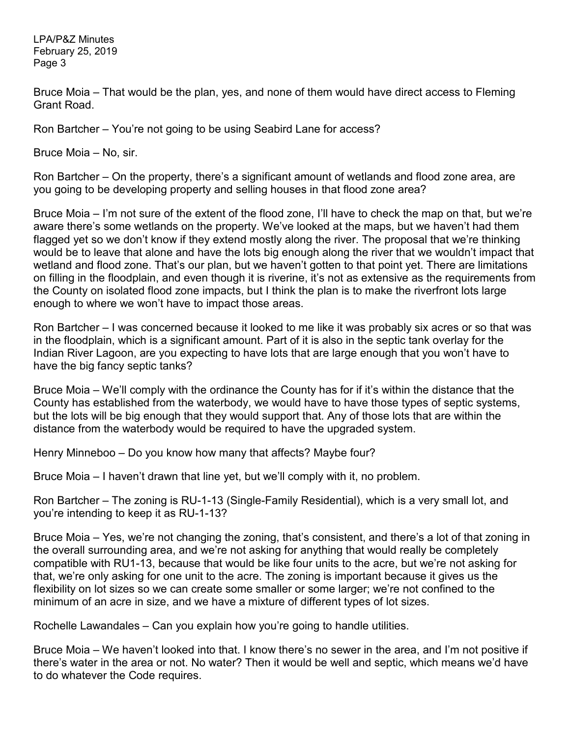Bruce Moia – That would be the plan, yes, and none of them would have direct access to Fleming Grant Road.

Ron Bartcher – You're not going to be using Seabird Lane for access?

Bruce Moia – No, sir.

Ron Bartcher – On the property, there's a significant amount of wetlands and flood zone area, are you going to be developing property and selling houses in that flood zone area?

Bruce Moia – I'm not sure of the extent of the flood zone, I'll have to check the map on that, but we're aware there's some wetlands on the property. We've looked at the maps, but we haven't had them flagged yet so we don't know if they extend mostly along the river. The proposal that we're thinking would be to leave that alone and have the lots big enough along the river that we wouldn't impact that wetland and flood zone. That's our plan, but we haven't gotten to that point yet. There are limitations on filling in the floodplain, and even though it is riverine, it's not as extensive as the requirements from the County on isolated flood zone impacts, but I think the plan is to make the riverfront lots large enough to where we won't have to impact those areas.

Ron Bartcher – I was concerned because it looked to me like it was probably six acres or so that was in the floodplain, which is a significant amount. Part of it is also in the septic tank overlay for the Indian River Lagoon, are you expecting to have lots that are large enough that you won't have to have the big fancy septic tanks?

Bruce Moia – We'll comply with the ordinance the County has for if it's within the distance that the County has established from the waterbody, we would have to have those types of septic systems, but the lots will be big enough that they would support that. Any of those lots that are within the distance from the waterbody would be required to have the upgraded system.

Henry Minneboo – Do you know how many that affects? Maybe four?

Bruce Moia – I haven't drawn that line yet, but we'll comply with it, no problem.

Ron Bartcher – The zoning is RU-1-13 (Single-Family Residential), which is a very small lot, and you're intending to keep it as RU-1-13?

Bruce Moia – Yes, we're not changing the zoning, that's consistent, and there's a lot of that zoning in the overall surrounding area, and we're not asking for anything that would really be completely compatible with RU1-13, because that would be like four units to the acre, but we're not asking for that, we're only asking for one unit to the acre. The zoning is important because it gives us the flexibility on lot sizes so we can create some smaller or some larger; we're not confined to the minimum of an acre in size, and we have a mixture of different types of lot sizes.

Rochelle Lawandales – Can you explain how you're going to handle utilities.

Bruce Moia – We haven't looked into that. I know there's no sewer in the area, and I'm not positive if there's water in the area or not. No water? Then it would be well and septic, which means we'd have to do whatever the Code requires.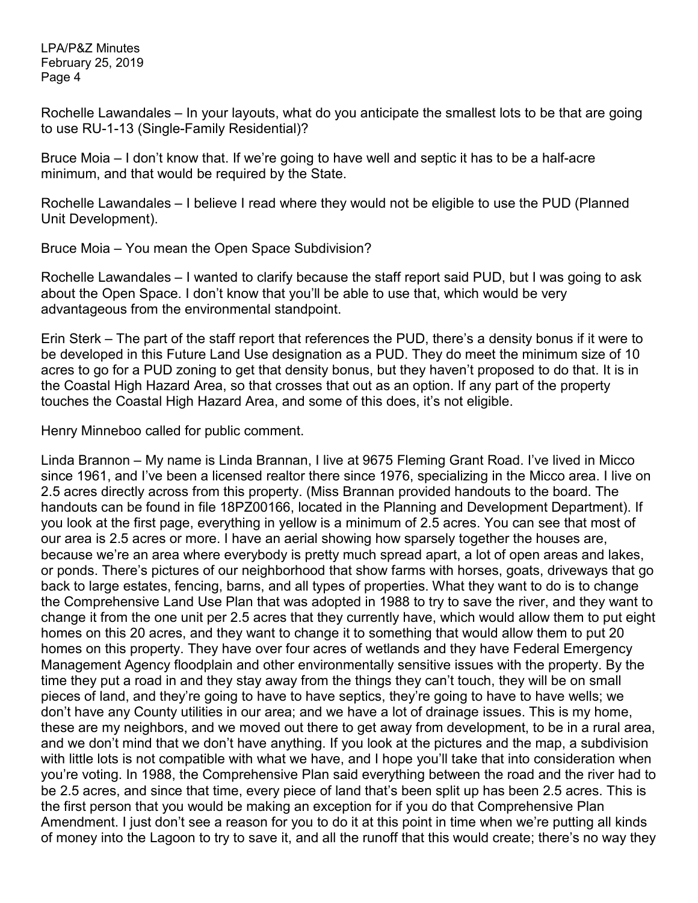Rochelle Lawandales – In your layouts, what do you anticipate the smallest lots to be that are going to use RU-1-13 (Single-Family Residential)?

Bruce Moia – I don't know that. If we're going to have well and septic it has to be a half-acre minimum, and that would be required by the State.

Rochelle Lawandales – I believe I read where they would not be eligible to use the PUD (Planned Unit Development).

Bruce Moia – You mean the Open Space Subdivision?

Rochelle Lawandales – I wanted to clarify because the staff report said PUD, but I was going to ask about the Open Space. I don't know that you'll be able to use that, which would be very advantageous from the environmental standpoint.

Erin Sterk – The part of the staff report that references the PUD, there's a density bonus if it were to be developed in this Future Land Use designation as a PUD. They do meet the minimum size of 10 acres to go for a PUD zoning to get that density bonus, but they haven't proposed to do that. It is in the Coastal High Hazard Area, so that crosses that out as an option. If any part of the property touches the Coastal High Hazard Area, and some of this does, it's not eligible.

Henry Minneboo called for public comment.

Linda Brannon – My name is Linda Brannan, I live at 9675 Fleming Grant Road. I've lived in Micco since 1961, and I've been a licensed realtor there since 1976, specializing in the Micco area. I live on 2.5 acres directly across from this property. (Miss Brannan provided handouts to the board. The handouts can be found in file 18PZ00166, located in the Planning and Development Department). If you look at the first page, everything in yellow is a minimum of 2.5 acres. You can see that most of our area is 2.5 acres or more. I have an aerial showing how sparsely together the houses are, because we're an area where everybody is pretty much spread apart, a lot of open areas and lakes, or ponds. There's pictures of our neighborhood that show farms with horses, goats, driveways that go back to large estates, fencing, barns, and all types of properties. What they want to do is to change the Comprehensive Land Use Plan that was adopted in 1988 to try to save the river, and they want to change it from the one unit per 2.5 acres that they currently have, which would allow them to put eight homes on this 20 acres, and they want to change it to something that would allow them to put 20 homes on this property. They have over four acres of wetlands and they have Federal Emergency Management Agency floodplain and other environmentally sensitive issues with the property. By the time they put a road in and they stay away from the things they can't touch, they will be on small pieces of land, and they're going to have to have septics, they're going to have to have wells; we don't have any County utilities in our area; and we have a lot of drainage issues. This is my home, these are my neighbors, and we moved out there to get away from development, to be in a rural area, and we don't mind that we don't have anything. If you look at the pictures and the map, a subdivision with little lots is not compatible with what we have, and I hope you'll take that into consideration when you're voting. In 1988, the Comprehensive Plan said everything between the road and the river had to be 2.5 acres, and since that time, every piece of land that's been split up has been 2.5 acres. This is the first person that you would be making an exception for if you do that Comprehensive Plan Amendment. I just don't see a reason for you to do it at this point in time when we're putting all kinds of money into the Lagoon to try to save it, and all the runoff that this would create; there's no way they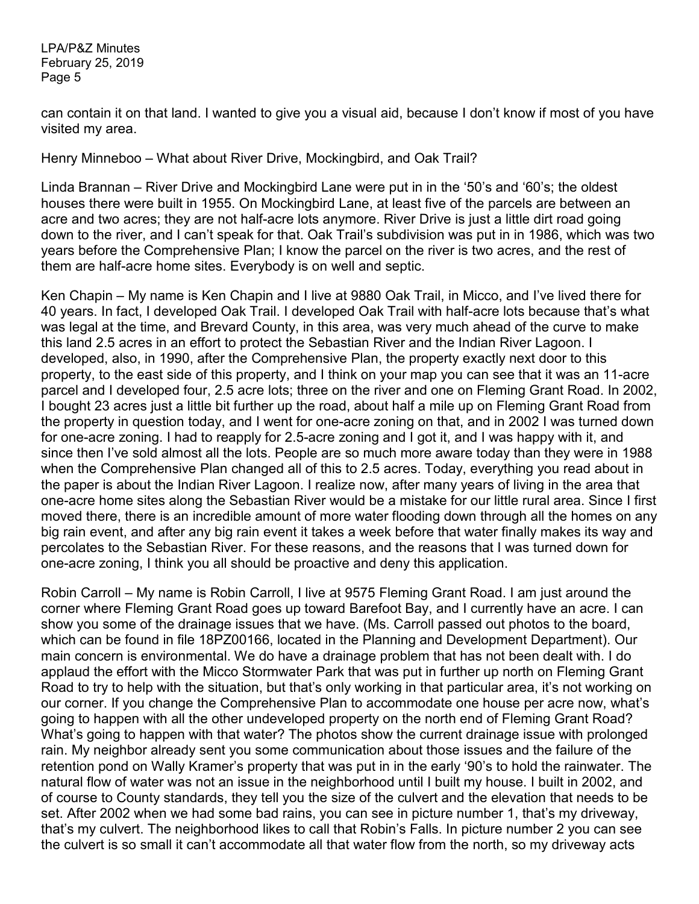can contain it on that land. I wanted to give you a visual aid, because I don't know if most of you have visited my area.

Henry Minneboo – What about River Drive, Mockingbird, and Oak Trail?

Linda Brannan – River Drive and Mockingbird Lane were put in in the '50's and '60's; the oldest houses there were built in 1955. On Mockingbird Lane, at least five of the parcels are between an acre and two acres; they are not half-acre lots anymore. River Drive is just a little dirt road going down to the river, and I can't speak for that. Oak Trail's subdivision was put in in 1986, which was two years before the Comprehensive Plan; I know the parcel on the river is two acres, and the rest of them are half-acre home sites. Everybody is on well and septic.

Ken Chapin – My name is Ken Chapin and I live at 9880 Oak Trail, in Micco, and I've lived there for 40 years. In fact, I developed Oak Trail. I developed Oak Trail with half-acre lots because that's what was legal at the time, and Brevard County, in this area, was very much ahead of the curve to make this land 2.5 acres in an effort to protect the Sebastian River and the Indian River Lagoon. I developed, also, in 1990, after the Comprehensive Plan, the property exactly next door to this property, to the east side of this property, and I think on your map you can see that it was an 11-acre parcel and I developed four, 2.5 acre lots; three on the river and one on Fleming Grant Road. In 2002, I bought 23 acres just a little bit further up the road, about half a mile up on Fleming Grant Road from the property in question today, and I went for one-acre zoning on that, and in 2002 I was turned down for one-acre zoning. I had to reapply for 2.5-acre zoning and I got it, and I was happy with it, and since then I've sold almost all the lots. People are so much more aware today than they were in 1988 when the Comprehensive Plan changed all of this to 2.5 acres. Today, everything you read about in the paper is about the Indian River Lagoon. I realize now, after many years of living in the area that one-acre home sites along the Sebastian River would be a mistake for our little rural area. Since I first moved there, there is an incredible amount of more water flooding down through all the homes on any big rain event, and after any big rain event it takes a week before that water finally makes its way and percolates to the Sebastian River. For these reasons, and the reasons that I was turned down for one-acre zoning, I think you all should be proactive and deny this application.

Robin Carroll – My name is Robin Carroll, I live at 9575 Fleming Grant Road. I am just around the corner where Fleming Grant Road goes up toward Barefoot Bay, and I currently have an acre. I can show you some of the drainage issues that we have. (Ms. Carroll passed out photos to the board, which can be found in file 18PZ00166, located in the Planning and Development Department). Our main concern is environmental. We do have a drainage problem that has not been dealt with. I do applaud the effort with the Micco Stormwater Park that was put in further up north on Fleming Grant Road to try to help with the situation, but that's only working in that particular area, it's not working on our corner. If you change the Comprehensive Plan to accommodate one house per acre now, what's going to happen with all the other undeveloped property on the north end of Fleming Grant Road? What's going to happen with that water? The photos show the current drainage issue with prolonged rain. My neighbor already sent you some communication about those issues and the failure of the retention pond on Wally Kramer's property that was put in in the early '90's to hold the rainwater. The natural flow of water was not an issue in the neighborhood until I built my house. I built in 2002, and of course to County standards, they tell you the size of the culvert and the elevation that needs to be set. After 2002 when we had some bad rains, you can see in picture number 1, that's my driveway, that's my culvert. The neighborhood likes to call that Robin's Falls. In picture number 2 you can see the culvert is so small it can't accommodate all that water flow from the north, so my driveway acts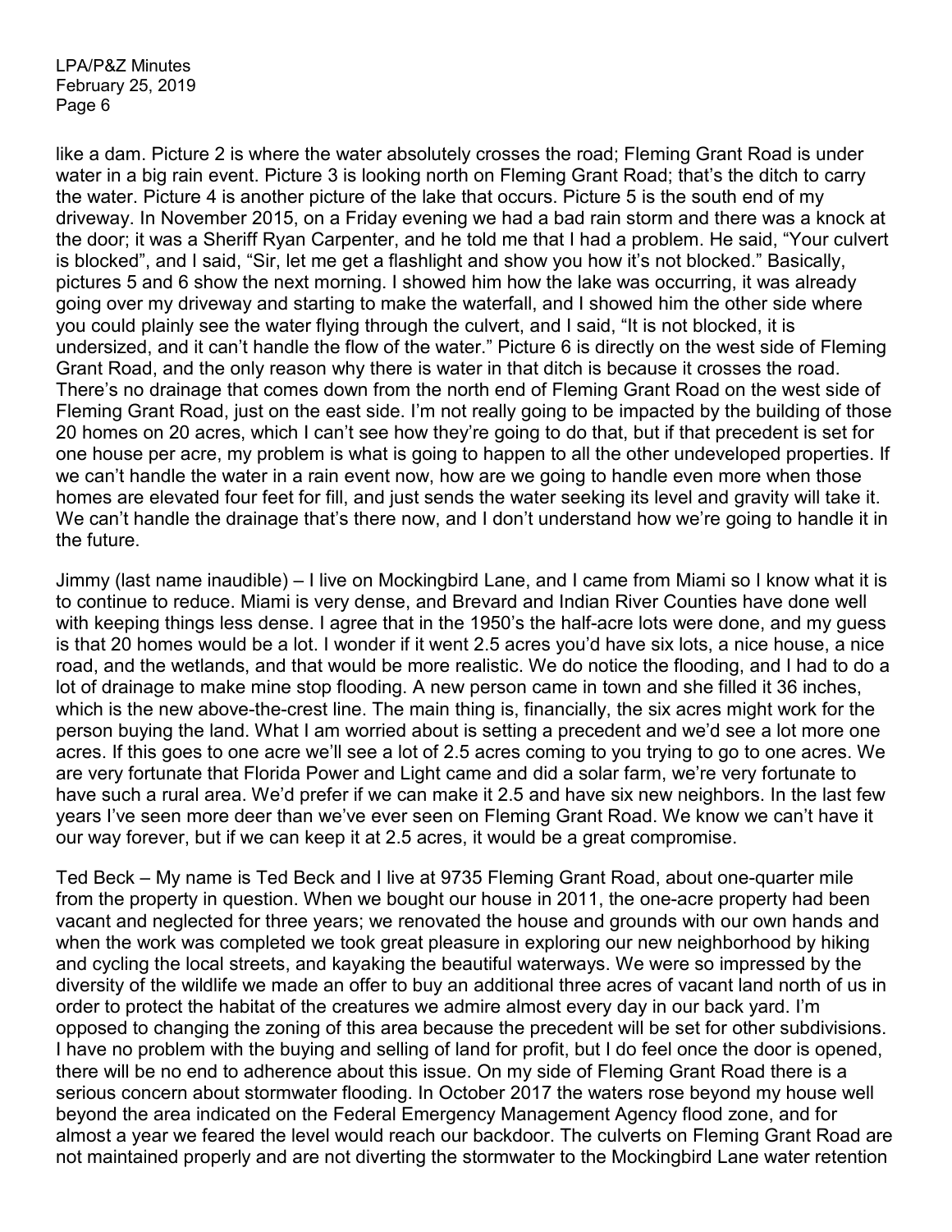like a dam. Picture 2 is where the water absolutely crosses the road; Fleming Grant Road is under water in a big rain event. Picture 3 is looking north on Fleming Grant Road; that's the ditch to carry the water. Picture 4 is another picture of the lake that occurs. Picture 5 is the south end of my driveway. In November 2015, on a Friday evening we had a bad rain storm and there was a knock at the door; it was a Sheriff Ryan Carpenter, and he told me that I had a problem. He said, "Your culvert is blocked", and I said, "Sir, let me get a flashlight and show you how it's not blocked." Basically, pictures 5 and 6 show the next morning. I showed him how the lake was occurring, it was already going over my driveway and starting to make the waterfall, and I showed him the other side where you could plainly see the water flying through the culvert, and I said, "It is not blocked, it is undersized, and it can't handle the flow of the water." Picture 6 is directly on the west side of Fleming Grant Road, and the only reason why there is water in that ditch is because it crosses the road. There's no drainage that comes down from the north end of Fleming Grant Road on the west side of Fleming Grant Road, just on the east side. I'm not really going to be impacted by the building of those 20 homes on 20 acres, which I can't see how they're going to do that, but if that precedent is set for one house per acre, my problem is what is going to happen to all the other undeveloped properties. If we can't handle the water in a rain event now, how are we going to handle even more when those homes are elevated four feet for fill, and just sends the water seeking its level and gravity will take it. We can't handle the drainage that's there now, and I don't understand how we're going to handle it in the future.

Jimmy (last name inaudible) – I live on Mockingbird Lane, and I came from Miami so I know what it is to continue to reduce. Miami is very dense, and Brevard and Indian River Counties have done well with keeping things less dense. I agree that in the 1950's the half-acre lots were done, and my guess is that 20 homes would be a lot. I wonder if it went 2.5 acres you'd have six lots, a nice house, a nice road, and the wetlands, and that would be more realistic. We do notice the flooding, and I had to do a lot of drainage to make mine stop flooding. A new person came in town and she filled it 36 inches, which is the new above-the-crest line. The main thing is, financially, the six acres might work for the person buying the land. What I am worried about is setting a precedent and we'd see a lot more one acres. If this goes to one acre we'll see a lot of 2.5 acres coming to you trying to go to one acres. We are very fortunate that Florida Power and Light came and did a solar farm, we're very fortunate to have such a rural area. We'd prefer if we can make it 2.5 and have six new neighbors. In the last few years I've seen more deer than we've ever seen on Fleming Grant Road. We know we can't have it our way forever, but if we can keep it at 2.5 acres, it would be a great compromise.

Ted Beck – My name is Ted Beck and I live at 9735 Fleming Grant Road, about one-quarter mile from the property in question. When we bought our house in 2011, the one-acre property had been vacant and neglected for three years; we renovated the house and grounds with our own hands and when the work was completed we took great pleasure in exploring our new neighborhood by hiking and cycling the local streets, and kayaking the beautiful waterways. We were so impressed by the diversity of the wildlife we made an offer to buy an additional three acres of vacant land north of us in order to protect the habitat of the creatures we admire almost every day in our back yard. I'm opposed to changing the zoning of this area because the precedent will be set for other subdivisions. I have no problem with the buying and selling of land for profit, but I do feel once the door is opened, there will be no end to adherence about this issue. On my side of Fleming Grant Road there is a serious concern about stormwater flooding. In October 2017 the waters rose beyond my house well beyond the area indicated on the Federal Emergency Management Agency flood zone, and for almost a year we feared the level would reach our backdoor. The culverts on Fleming Grant Road are not maintained properly and are not diverting the stormwater to the Mockingbird Lane water retention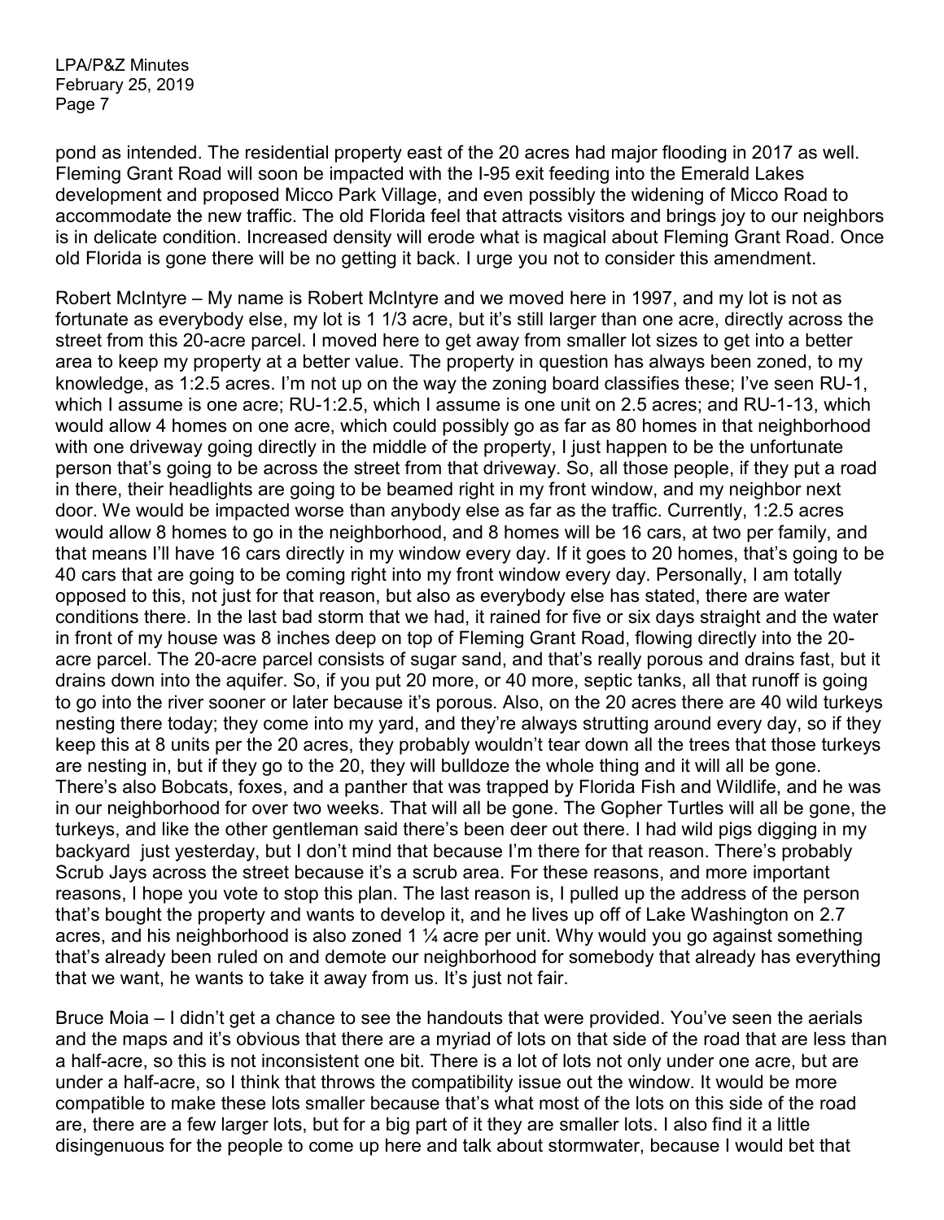pond as intended. The residential property east of the 20 acres had major flooding in 2017 as well. Fleming Grant Road will soon be impacted with the I-95 exit feeding into the Emerald Lakes development and proposed Micco Park Village, and even possibly the widening of Micco Road to accommodate the new traffic. The old Florida feel that attracts visitors and brings joy to our neighbors is in delicate condition. Increased density will erode what is magical about Fleming Grant Road. Once old Florida is gone there will be no getting it back. I urge you not to consider this amendment.

Robert McIntyre – My name is Robert McIntyre and we moved here in 1997, and my lot is not as fortunate as everybody else, my lot is 1 1/3 acre, but it's still larger than one acre, directly across the street from this 20-acre parcel. I moved here to get away from smaller lot sizes to get into a better area to keep my property at a better value. The property in question has always been zoned, to my knowledge, as 1:2.5 acres. I'm not up on the way the zoning board classifies these; I've seen RU-1, which I assume is one acre; RU-1:2.5, which I assume is one unit on 2.5 acres; and RU-1-13, which would allow 4 homes on one acre, which could possibly go as far as 80 homes in that neighborhood with one driveway going directly in the middle of the property, I just happen to be the unfortunate person that's going to be across the street from that driveway. So, all those people, if they put a road in there, their headlights are going to be beamed right in my front window, and my neighbor next door. We would be impacted worse than anybody else as far as the traffic. Currently, 1:2.5 acres would allow 8 homes to go in the neighborhood, and 8 homes will be 16 cars, at two per family, and that means I'll have 16 cars directly in my window every day. If it goes to 20 homes, that's going to be 40 cars that are going to be coming right into my front window every day. Personally, I am totally opposed to this, not just for that reason, but also as everybody else has stated, there are water conditions there. In the last bad storm that we had, it rained for five or six days straight and the water in front of my house was 8 inches deep on top of Fleming Grant Road, flowing directly into the 20-acre parcel. The 20-acre parcel consists of sugar sand, and that's really porous and drains fast, but it drains down into the aquifer. So, if you put 20 more, or 40 more, septic tanks, all that runoff is going to go into the river sooner or later because it's porous. Also, on the 20 acres there are 40 wild turkeys nesting there today; they come into my yard, and they're always strutting around every day, so if they keep this at 8 units per the 20 acres, they probably wouldn't tear down all the trees that those turkeys are nesting in, but if they go to the 20, they will bulldoze the whole thing and it will all be gone. There's also Bobcats, foxes, and a panther that was trapped by Florida Fish and Wildlife, and he was in our neighborhood for over two weeks. That will all be gone. The Gopher Turtles will all be gone, the turkeys, and like the other gentleman said there's been deer out there. I had wild pigs digging in my backyard just yesterday, but I don't mind that because I'm there for that reason. There's probably Scrub Jays across the street because it's a scrub area. For these reasons, and more important reasons, I hope you vote to stop this plan. The last reason is, I pulled up the address of the person that's bought the property and wants to develop it, and he lives up off of Lake Washington on 2.7 acres, and his neighborhood is also zoned 1 ¼ acre per unit. Why would you go against something that's already been ruled on and demote our neighborhood for somebody that already has everything that we want, he wants to take it away from us. It's just not fair.

Bruce Moia – I didn't get a chance to see the handouts that were provided. You've seen the aerials and the maps and it's obvious that there are a myriad of lots on that side of the road that are less than a half-acre, so this is not inconsistent one bit. There is a lot of lots not only under one acre, but are under a half-acre, so I think that throws the compatibility issue out the window. It would be more compatible to make these lots smaller because that's what most of the lots on this side of the road are, there are a few larger lots, but for a big part of it they are smaller lots. I also find it a little disingenuous for the people to come up here and talk about stormwater, because I would bet that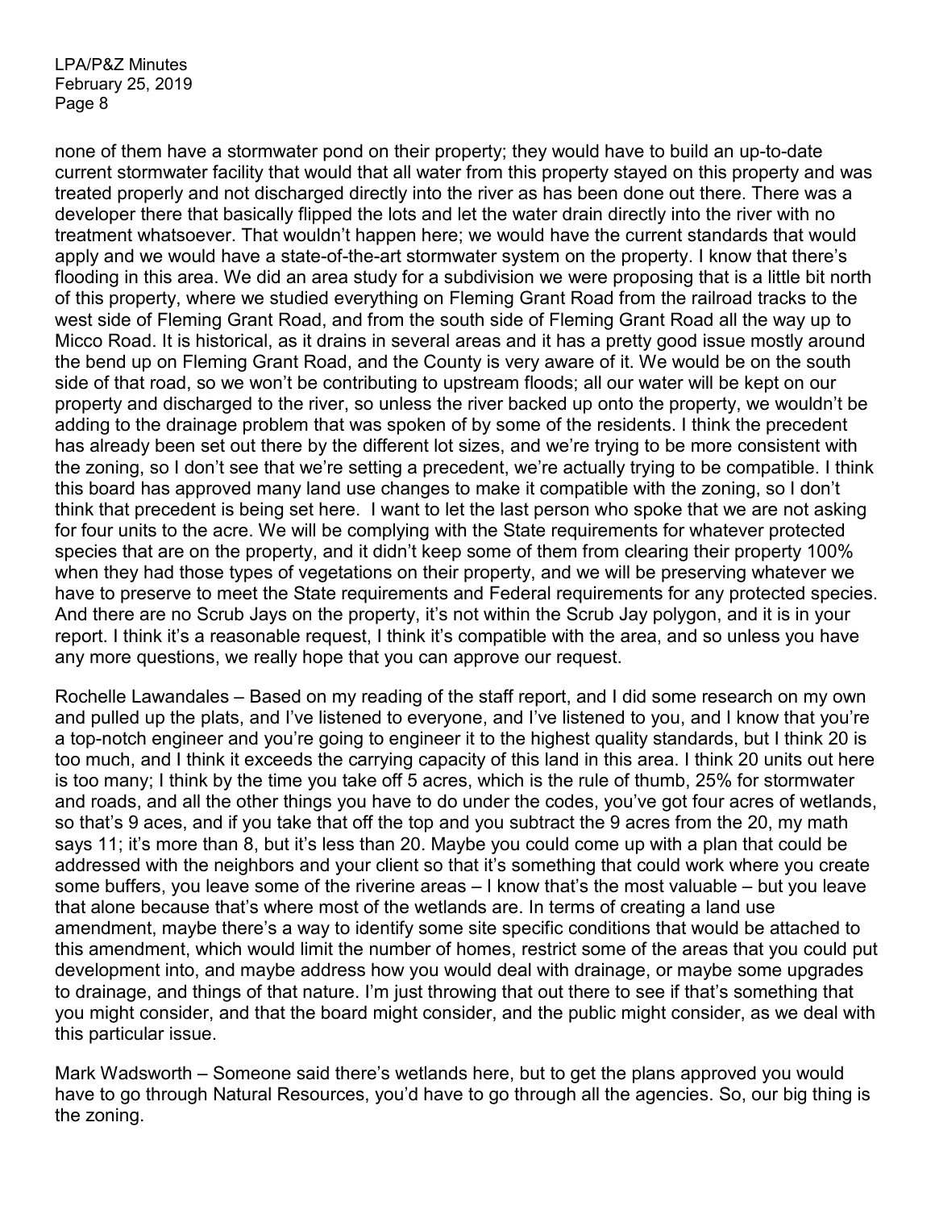none of them have a stormwater pond on their property; they would have to build an up-to-date current stormwater facility that would that all water from this property stayed on this property and was treated properly and not discharged directly into the river as has been done out there. There was a developer there that basically flipped the lots and let the water drain directly into the river with no treatment whatsoever. That wouldn't happen here; we would have the current standards that would apply and we would have a state-of-the-art stormwater system on the property. I know that there's flooding in this area. We did an area study for a subdivision we were proposing that is a little bit north of this property, where we studied everything on Fleming Grant Road from the railroad tracks to the west side of Fleming Grant Road, and from the south side of Fleming Grant Road all the way up to Micco Road. It is historical, as it drains in several areas and it has a pretty good issue mostly around the bend up on Fleming Grant Road, and the County is very aware of it. We would be on the south side of that road, so we won't be contributing to upstream floods; all our water will be kept on our property and discharged to the river, so unless the river backed up onto the property, we wouldn't be adding to the drainage problem that was spoken of by some of the residents. I think the precedent has already been set out there by the different lot sizes, and we're trying to be more consistent with the zoning, so I don't see that we're setting a precedent, we're actually trying to be compatible. I think this board has approved many land use changes to make it compatible with the zoning, so I don't think that precedent is being set here. I want to let the last person who spoke that we are not asking for four units to the acre. We will be complying with the State requirements for whatever protected species that are on the property, and it didn't keep some of them from clearing their property 100% when they had those types of vegetations on their property, and we will be preserving whatever we have to preserve to meet the State requirements and Federal requirements for any protected species. And there are no Scrub Jays on the property, it's not within the Scrub Jay polygon, and it is in your report. I think it's a reasonable request, I think it's compatible with the area, and so unless you have any more questions, we really hope that you can approve our request.

Rochelle Lawandales – Based on my reading of the staff report, and I did some research on my own and pulled up the plats, and I've listened to everyone, and I've listened to you, and I know that you're a top-notch engineer and you're going to engineer it to the highest quality standards, but I think 20 is too much, and I think it exceeds the carrying capacity of this land in this area. I think 20 units out here is too many; I think by the time you take off 5 acres, which is the rule of thumb, 25% for stormwater and roads, and all the other things you have to do under the codes, you've got four acres of wetlands, so that's 9 aces, and if you take that off the top and you subtract the 9 acres from the 20, my math says 11; it's more than 8, but it's less than 20. Maybe you could come up with a plan that could be addressed with the neighbors and your client so that it's something that could work where you create some buffers, you leave some of the riverine areas – I know that's the most valuable – but you leave that alone because that's where most of the wetlands are. In terms of creating a land use amendment, maybe there's a way to identify some site specific conditions that would be attached to this amendment, which would limit the number of homes, restrict some of the areas that you could put development into, and maybe address how you would deal with drainage, or maybe some upgrades to drainage, and things of that nature. I'm just throwing that out there to see if that's something that you might consider, and that the board might consider, and the public might consider, as we deal with this particular issue.

Mark Wadsworth – Someone said there's wetlands here, but to get the plans approved you would have to go through Natural Resources, you'd have to go through all the agencies. So, our big thing is the zoning.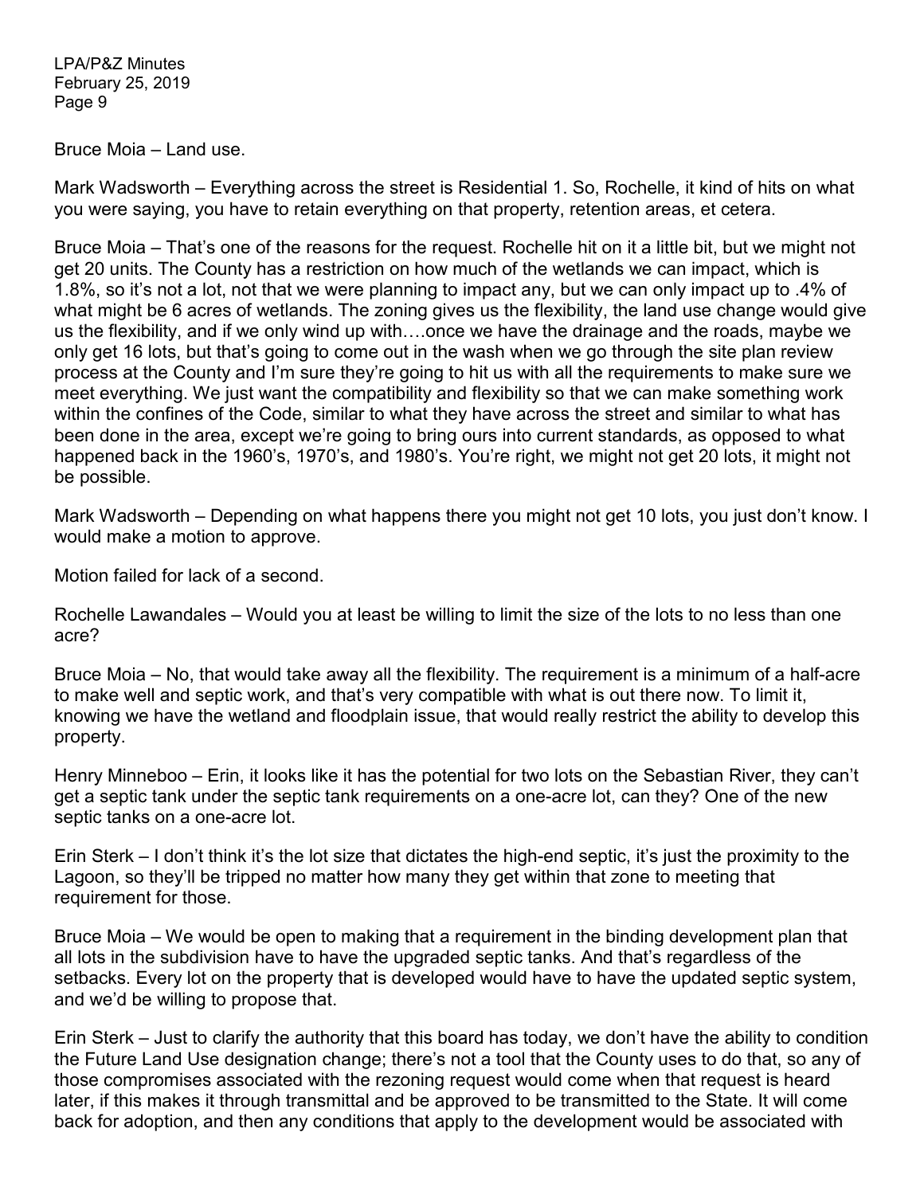Bruce Moia – Land use.

Mark Wadsworth – Everything across the street is Residential 1. So, Rochelle, it kind of hits on what you were saying, you have to retain everything on that property, retention areas, et cetera.

Bruce Moia – That's one of the reasons for the request. Rochelle hit on it a little bit, but we might not get 20 units. The County has a restriction on how much of the wetlands we can impact, which is 1.8%, so it's not a lot, not that we were planning to impact any, but we can only impact up to .4% of what might be 6 acres of wetlands. The zoning gives us the flexibility, the land use change would give us the flexibility, and if we only wind up with….once we have the drainage and the roads, maybe we only get 16 lots, but that's going to come out in the wash when we go through the site plan review process at the County and I'm sure they're going to hit us with all the requirements to make sure we meet everything. We just want the compatibility and flexibility so that we can make something work within the confines of the Code, similar to what they have across the street and similar to what has been done in the area, except we're going to bring ours into current standards, as opposed to what happened back in the 1960's, 1970's, and 1980's. You're right, we might not get 20 lots, it might not be possible.

Mark Wadsworth – Depending on what happens there you might not get 10 lots, you just don't know. I would make a motion to approve.

Motion failed for lack of a second.

Rochelle Lawandales – Would you at least be willing to limit the size of the lots to no less than one acre?

Bruce Moia – No, that would take away all the flexibility. The requirement is a minimum of a half-acre to make well and septic work, and that's very compatible with what is out there now. To limit it, knowing we have the wetland and floodplain issue, that would really restrict the ability to develop this property.

Henry Minneboo – Erin, it looks like it has the potential for two lots on the Sebastian River, they can't get a septic tank under the septic tank requirements on a one-acre lot, can they? One of the new septic tanks on a one-acre lot.

Erin Sterk – I don't think it's the lot size that dictates the high-end septic, it's just the proximity to the Lagoon, so they'll be tripped no matter how many they get within that zone to meeting that requirement for those.

Bruce Moia – We would be open to making that a requirement in the binding development plan that all lots in the subdivision have to have the upgraded septic tanks. And that's regardless of the setbacks. Every lot on the property that is developed would have to have the updated septic system, and we'd be willing to propose that.

Erin Sterk – Just to clarify the authority that this board has today, we don't have the ability to condition the Future Land Use designation change; there's not a tool that the County uses to do that, so any of those compromises associated with the rezoning request would come when that request is heard later, if this makes it through transmittal and be approved to be transmitted to the State. It will come back for adoption, and then any conditions that apply to the development would be associated with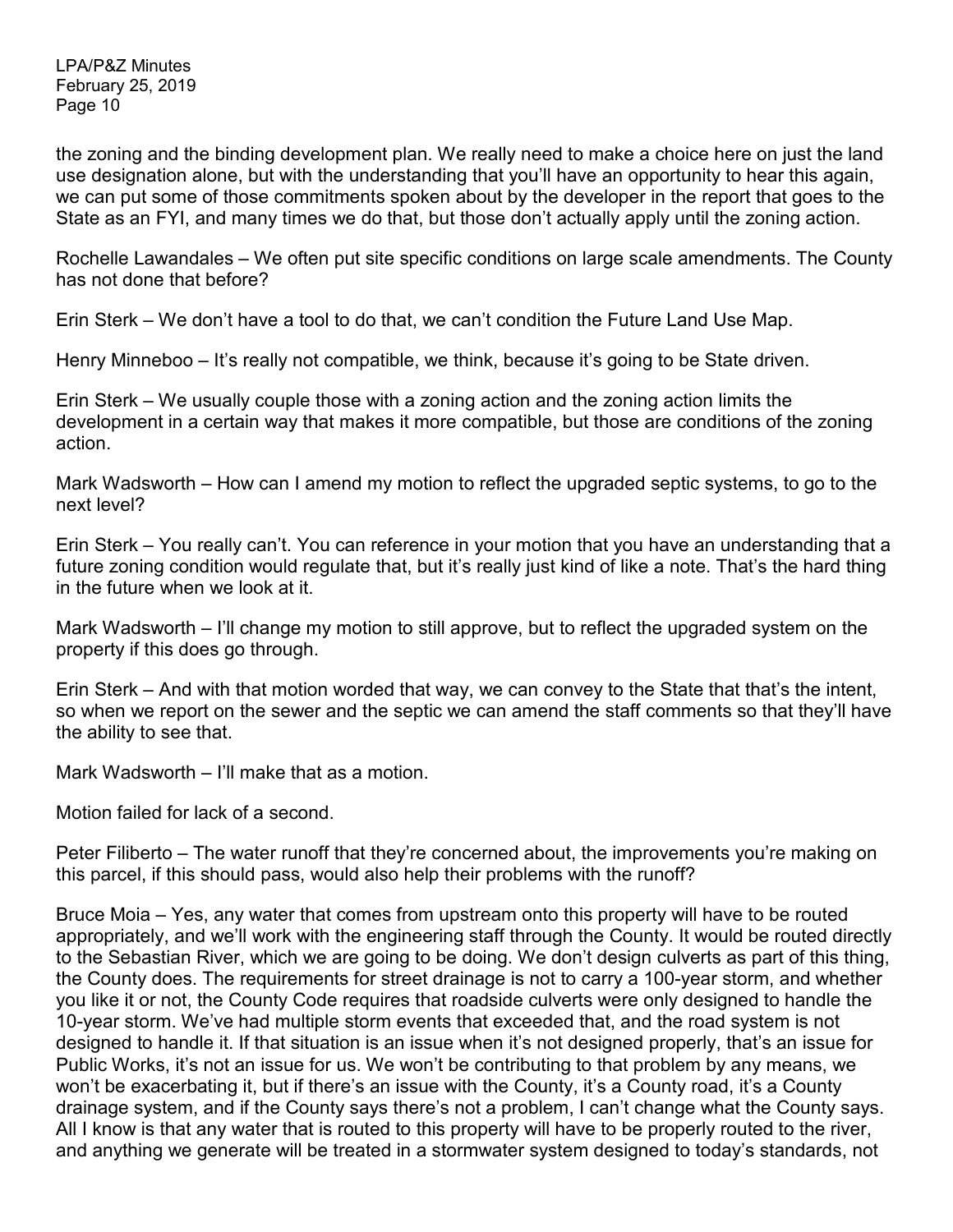the zoning and the binding development plan. We really need to make a choice here on just the land use designation alone, but with the understanding that you'll have an opportunity to hear this again, we can put some of those commitments spoken about by the developer in the report that goes to the State as an FYI, and many times we do that, but those don't actually apply until the zoning action.

Rochelle Lawandales – We often put site specific conditions on large scale amendments. The County has not done that before?

Erin Sterk – We don't have a tool to do that, we can't condition the Future Land Use Map.

Henry Minneboo – It's really not compatible, we think, because it's going to be State driven.

Erin Sterk – We usually couple those with a zoning action and the zoning action limits the development in a certain way that makes it more compatible, but those are conditions of the zoning action.

Mark Wadsworth – How can I amend my motion to reflect the upgraded septic systems, to go to the next level?

Erin Sterk – You really can't. You can reference in your motion that you have an understanding that a future zoning condition would regulate that, but it's really just kind of like a note. That's the hard thing in the future when we look at it.

Mark Wadsworth – I'll change my motion to still approve, but to reflect the upgraded system on the property if this does go through.

Erin Sterk – And with that motion worded that way, we can convey to the State that that's the intent, so when we report on the sewer and the septic we can amend the staff comments so that they'll have the ability to see that.

Mark Wadsworth – I'll make that as a motion.

Motion failed for lack of a second.

Peter Filiberto – The water runoff that they're concerned about, the improvements you're making on this parcel, if this should pass, would also help their problems with the runoff?

Bruce Moia – Yes, any water that comes from upstream onto this property will have to be routed appropriately, and we'll work with the engineering staff through the County. It would be routed directly to the Sebastian River, which we are going to be doing. We don't design culverts as part of this thing, the County does. The requirements for street drainage is not to carry a 100-year storm, and whether you like it or not, the County Code requires that roadside culverts were only designed to handle the 10-year storm. We've had multiple storm events that exceeded that, and the road system is not designed to handle it. If that situation is an issue when it's not designed properly, that's an issue for Public Works, it's not an issue for us. We won't be contributing to that problem by any means, we won't be exacerbating it, but if there's an issue with the County, it's a County road, it's a County drainage system, and if the County says there's not a problem, I can't change what the County says. All I know is that any water that is routed to this property will have to be properly routed to the river, and anything we generate will be treated in a stormwater system designed to today's standards, not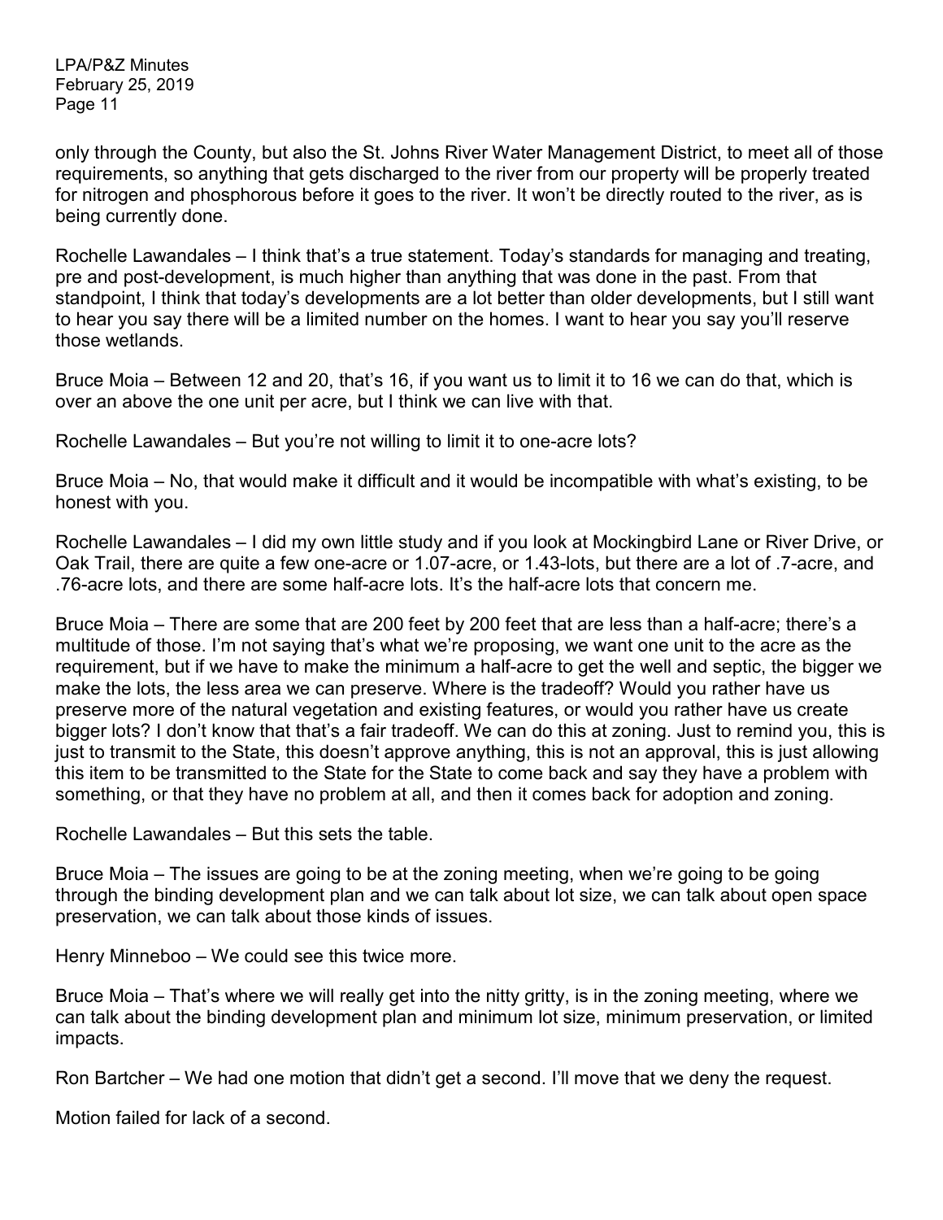only through the County, but also the St. Johns River Water Management District, to meet all of those requirements, so anything that gets discharged to the river from our property will be properly treated for nitrogen and phosphorous before it goes to the river. It won't be directly routed to the river, as is being currently done.

Rochelle Lawandales – I think that's a true statement. Today's standards for managing and treating, pre and post-development, is much higher than anything that was done in the past. From that standpoint, I think that today's developments are a lot better than older developments, but I still want to hear you say there will be a limited number on the homes. I want to hear you say you'll reserve those wetlands.

Bruce Moia – Between 12 and 20, that's 16, if you want us to limit it to 16 we can do that, which is over an above the one unit per acre, but I think we can live with that.

Rochelle Lawandales – But you're not willing to limit it to one-acre lots?

Bruce Moia – No, that would make it difficult and it would be incompatible with what's existing, to be honest with you.

Rochelle Lawandales – I did my own little study and if you look at Mockingbird Lane or River Drive, or Oak Trail, there are quite a few one-acre or 1.07-acre, or 1.43-lots, but there are a lot of .7-acre, and .76-acre lots, and there are some half-acre lots. It's the half-acre lots that concern me.

Bruce Moia – There are some that are 200 feet by 200 feet that are less than a half-acre; there's a multitude of those. I'm not saying that's what we're proposing, we want one unit to the acre as the requirement, but if we have to make the minimum a half-acre to get the well and septic, the bigger we make the lots, the less area we can preserve. Where is the tradeoff? Would you rather have us preserve more of the natural vegetation and existing features, or would you rather have us create bigger lots? I don't know that that's a fair tradeoff. We can do this at zoning. Just to remind you, this is just to transmit to the State, this doesn't approve anything, this is not an approval, this is just allowing this item to be transmitted to the State for the State to come back and say they have a problem with something, or that they have no problem at all, and then it comes back for adoption and zoning.

Rochelle Lawandales – But this sets the table.

Bruce Moia – The issues are going to be at the zoning meeting, when we're going to be going through the binding development plan and we can talk about lot size, we can talk about open space preservation, we can talk about those kinds of issues.

Henry Minneboo – We could see this twice more.

Bruce Moia – That's where we will really get into the nitty gritty, is in the zoning meeting, where we can talk about the binding development plan and minimum lot size, minimum preservation, or limited impacts.

Ron Bartcher – We had one motion that didn't get a second. I'll move that we deny the request.

Motion failed for lack of a second.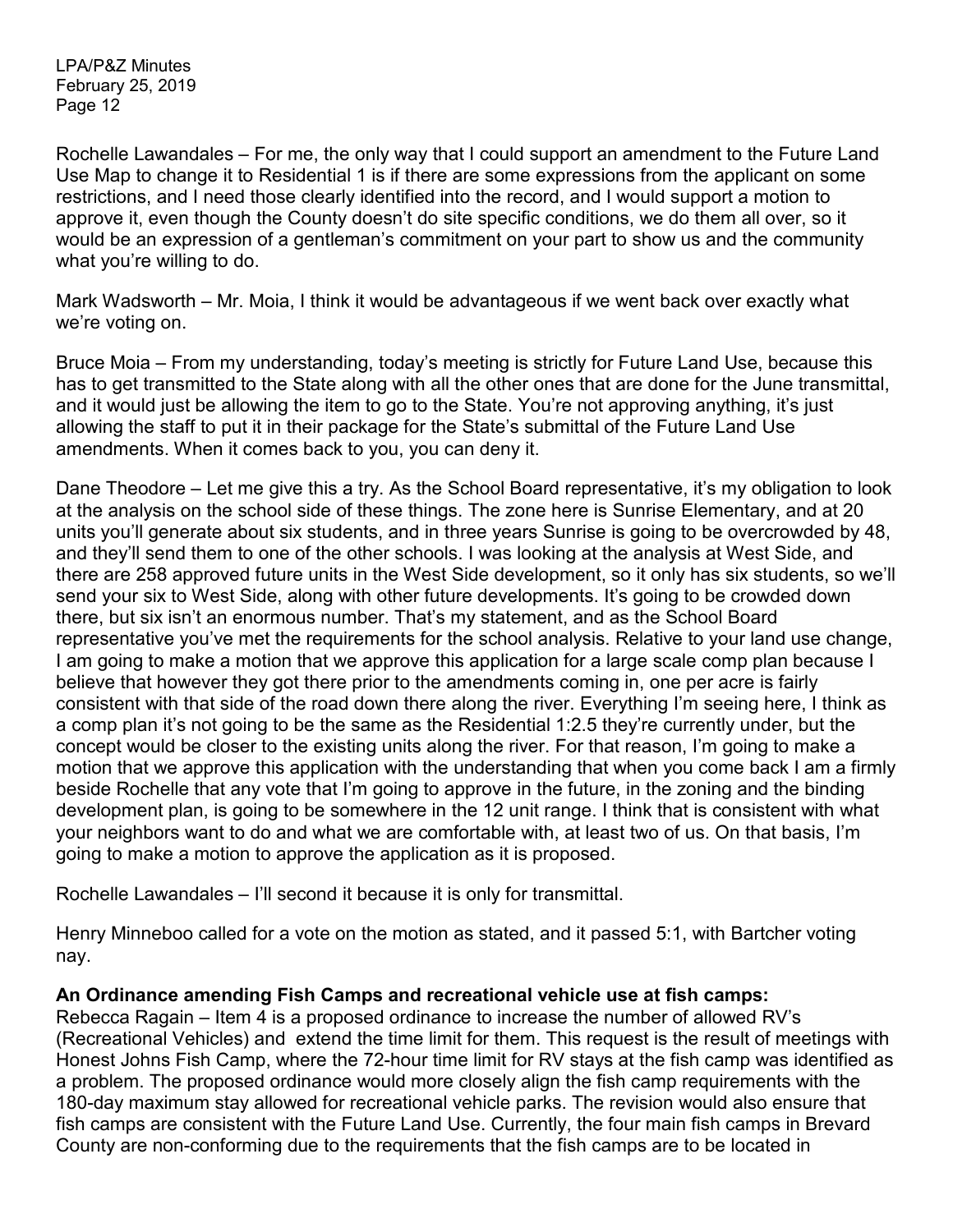Rochelle Lawandales – For me, the only way that I could support an amendment to the Future Land Use Map to change it to Residential 1 is if there are some expressions from the applicant on some restrictions, and I need those clearly identified into the record, and I would support a motion to approve it, even though the County doesn't do site specific conditions, we do them all over, so it would be an expression of a gentleman's commitment on your part to show us and the community what you're willing to do.

Mark Wadsworth – Mr. Moia, I think it would be advantageous if we went back over exactly what we're voting on.

Bruce Moia – From my understanding, today's meeting is strictly for Future Land Use, because this has to get transmitted to the State along with all the other ones that are done for the June transmittal, and it would just be allowing the item to go to the State. You're not approving anything, it's just allowing the staff to put it in their package for the State's submittal of the Future Land Use amendments. When it comes back to you, you can deny it.

Dane Theodore – Let me give this a try. As the School Board representative, it's my obligation to look at the analysis on the school side of these things. The zone here is Sunrise Elementary, and at 20 units you'll generate about six students, and in three years Sunrise is going to be overcrowded by 48, and they'll send them to one of the other schools. I was looking at the analysis at West Side, and there are 258 approved future units in the West Side development, so it only has six students, so we'll send your six to West Side, along with other future developments. It's going to be crowded down there, but six isn't an enormous number. That's my statement, and as the School Board representative you've met the requirements for the school analysis. Relative to your land use change, I am going to make a motion that we approve this application for a large scale comp plan because I believe that however they got there prior to the amendments coming in, one per acre is fairly consistent with that side of the road down there along the river. Everything I'm seeing here, I think as a comp plan it's not going to be the same as the Residential 1:2.5 they're currently under, but the concept would be closer to the existing units along the river. For that reason, I'm going to make a motion that we approve this application with the understanding that when you come back I am a firmly beside Rochelle that any vote that I'm going to approve in the future, in the zoning and the binding development plan, is going to be somewhere in the 12 unit range. I think that is consistent with what your neighbors want to do and what we are comfortable with, at least two of us. On that basis, I'm going to make a motion to approve the application as it is proposed.

Rochelle Lawandales – I'll second it because it is only for transmittal.

Henry Minneboo called for a vote on the motion as stated, and it passed 5:1, with Bartcher voting nay.

**An Ordinance amending Fish Camps and recreational vehicle use at fish camps:**

Rebecca Ragain – Item 4 is a proposed ordinance to increase the number of allowed RV's (Recreational Vehicles) and extend the time limit for them. This request is the result of meetings with Honest Johns Fish Camp, where the 72-hour time limit for RV stays at the fish camp was identified as a problem. The proposed ordinance would more closely align the fish camp requirements with the 180-day maximum stay allowed for recreational vehicle parks. The revision would also ensure that fish camps are consistent with the Future Land Use. Currently, the four main fish camps in Brevard County are non-conforming due to the requirements that the fish camps are to be located in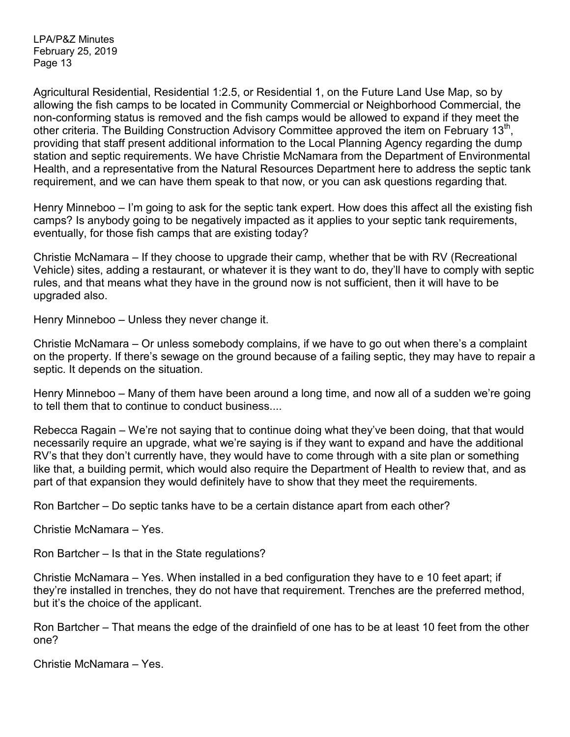Agricultural Residential, Residential 1:2.5, or Residential 1, on the Future Land Use Map, so by allowing the fish camps to be located in Community Commercial or Neighborhood Commercial, the non-conforming status is removed and the fish camps would be allowed to expand if they meet the other criteria. The Building Construction Advisory Committee approved the item on February 13th, providing that staff present additional information to the Local Planning Agency regarding the dump station and septic requirements. We have Christie McNamara from the Department of Environmental Health, and a representative from the Natural Resources Department here to address the septic tank requirement, and we can have them speak to that now, or you can ask questions regarding that.

Henry Minneboo – I'm going to ask for the septic tank expert. How does this affect all the existing fish camps? Is anybody going to be negatively impacted as it applies to your septic tank requirements, eventually, for those fish camps that are existing today?

Christie McNamara – If they choose to upgrade their camp, whether that be with RV (Recreational Vehicle) sites, adding a restaurant, or whatever it is they want to do, they'll have to comply with septic rules, and that means what they have in the ground now is not sufficient, then it will have to be upgraded also.

Henry Minneboo – Unless they never change it.

Christie McNamara – Or unless somebody complains, if we have to go out when there's a complaint on the property. If there's sewage on the ground because of a failing septic, they may have to repair a septic. It depends on the situation.

Henry Minneboo – Many of them have been around a long time, and now all of a sudden we're going to tell them that to continue to conduct business....

Rebecca Ragain – We're not saying that to continue doing what they've been doing, that that would necessarily require an upgrade, what we're saying is if they want to expand and have the additional RV's that they don't currently have, they would have to come through with a site plan or something like that, a building permit, which would also require the Department of Health to review that, and as part of that expansion they would definitely have to show that they meet the requirements.

Ron Bartcher – Do septic tanks have to be a certain distance apart from each other?

Christie McNamara – Yes.

Ron Bartcher – Is that in the State regulations?

Christie McNamara – Yes. When installed in a bed configuration they have to e 10 feet apart; if they're installed in trenches, they do not have that requirement. Trenches are the preferred method, but it's the choice of the applicant.

Ron Bartcher – That means the edge of the drainfield of one has to be at least 10 feet from the other one?

Christie McNamara – Yes.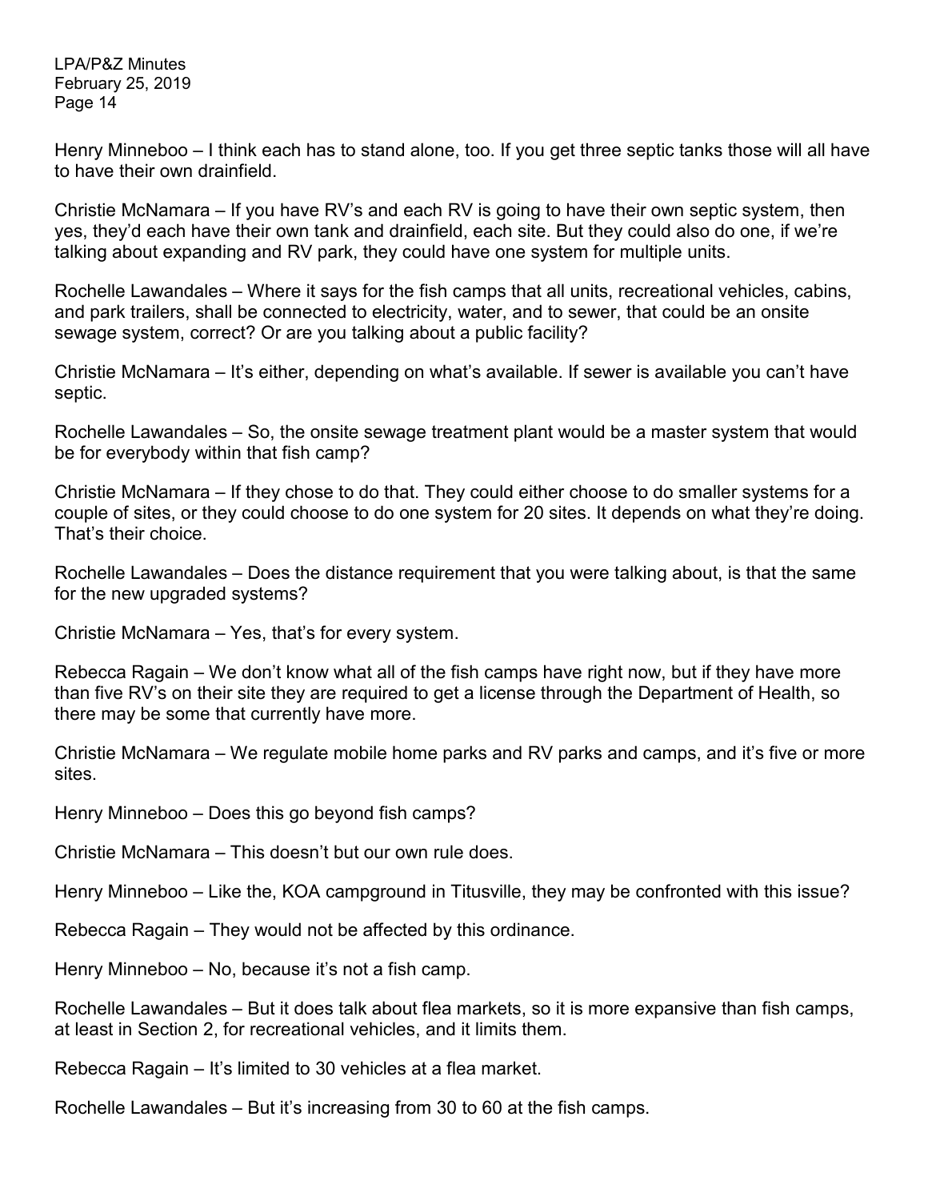Henry Minneboo – I think each has to stand alone, too. If you get three septic tanks those will all have to have their own drainfield.

Christie McNamara – If you have RV's and each RV is going to have their own septic system, then yes, they'd each have their own tank and drainfield, each site. But they could also do one, if we're talking about expanding and RV park, they could have one system for multiple units.

Rochelle Lawandales – Where it says for the fish camps that all units, recreational vehicles, cabins, and park trailers, shall be connected to electricity, water, and to sewer, that could be an onsite sewage system, correct? Or are you talking about a public facility?

Christie McNamara – It's either, depending on what's available. If sewer is available you can't have septic.

Rochelle Lawandales – So, the onsite sewage treatment plant would be a master system that would be for everybody within that fish camp?

Christie McNamara – If they chose to do that. They could either choose to do smaller systems for a couple of sites, or they could choose to do one system for 20 sites. It depends on what they're doing. That's their choice.

Rochelle Lawandales – Does the distance requirement that you were talking about, is that the same for the new upgraded systems?

Christie McNamara – Yes, that's for every system.

Rebecca Ragain – We don't know what all of the fish camps have right now, but if they have more than five RV's on their site they are required to get a license through the Department of Health, so there may be some that currently have more.

Christie McNamara – We regulate mobile home parks and RV parks and camps, and it's five or more sites.

Henry Minneboo – Does this go beyond fish camps?

Christie McNamara – This doesn't but our own rule does.

Henry Minneboo – Like the, KOA campground in Titusville, they may be confronted with this issue?

Rebecca Ragain – They would not be affected by this ordinance.

Henry Minneboo – No, because it's not a fish camp.

Rochelle Lawandales – But it does talk about flea markets, so it is more expansive than fish camps, at least in Section 2, for recreational vehicles, and it limits them.

Rebecca Ragain – It's limited to 30 vehicles at a flea market.

Rochelle Lawandales – But it's increasing from 30 to 60 at the fish camps.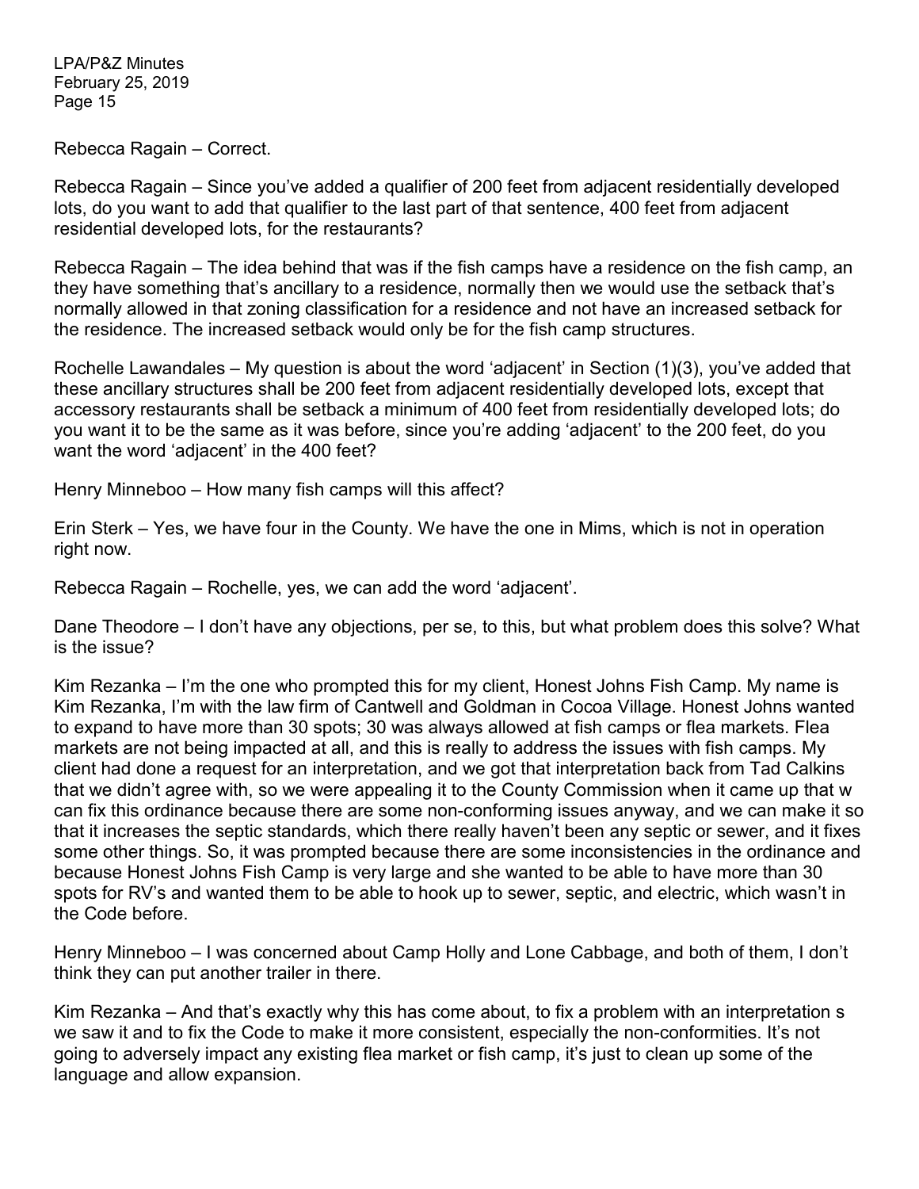Rebecca Ragain – Correct.

Rebecca Ragain – Since you've added a qualifier of 200 feet from adjacent residentially developed lots, do you want to add that qualifier to the last part of that sentence, 400 feet from adjacent residential developed lots, for the restaurants?

Rebecca Ragain – The idea behind that was if the fish camps have a residence on the fish camp, an they have something that's ancillary to a residence, normally then we would use the setback that's normally allowed in that zoning classification for a residence and not have an increased setback for the residence. The increased setback would only be for the fish camp structures.

Rochelle Lawandales – My question is about the word 'adjacent' in Section (1)(3), you've added that these ancillary structures shall be 200 feet from adjacent residentially developed lots, except that accessory restaurants shall be setback a minimum of 400 feet from residentially developed lots; do you want it to be the same as it was before, since you're adding 'adjacent' to the 200 feet, do you want the word 'adjacent' in the 400 feet?

Henry Minneboo – How many fish camps will this affect?

Erin Sterk – Yes, we have four in the County. We have the one in Mims, which is not in operation right now.

Rebecca Ragain – Rochelle, yes, we can add the word 'adjacent'.

Dane Theodore – I don't have any objections, per se, to this, but what problem does this solve? What is the issue?

Kim Rezanka – I'm the one who prompted this for my client, Honest Johns Fish Camp. My name is Kim Rezanka, I'm with the law firm of Cantwell and Goldman in Cocoa Village. Honest Johns wanted to expand to have more than 30 spots; 30 was always allowed at fish camps or flea markets. Flea markets are not being impacted at all, and this is really to address the issues with fish camps. My client had done a request for an interpretation, and we got that interpretation back from Tad Calkins that we didn't agree with, so we were appealing it to the County Commission when it came up that w can fix this ordinance because there are some non-conforming issues anyway, and we can make it so that it increases the septic standards, which there really haven't been any septic or sewer, and it fixes some other things. So, it was prompted because there are some inconsistencies in the ordinance and because Honest Johns Fish Camp is very large and she wanted to be able to have more than 30 spots for RV's and wanted them to be able to hook up to sewer, septic, and electric, which wasn't in the Code before.

Henry Minneboo – I was concerned about Camp Holly and Lone Cabbage, and both of them, I don't think they can put another trailer in there.

Kim Rezanka – And that's exactly why this has come about, to fix a problem with an interpretation s we saw it and to fix the Code to make it more consistent, especially the non-conformities. It's not going to adversely impact any existing flea market or fish camp, it's just to clean up some of the language and allow expansion.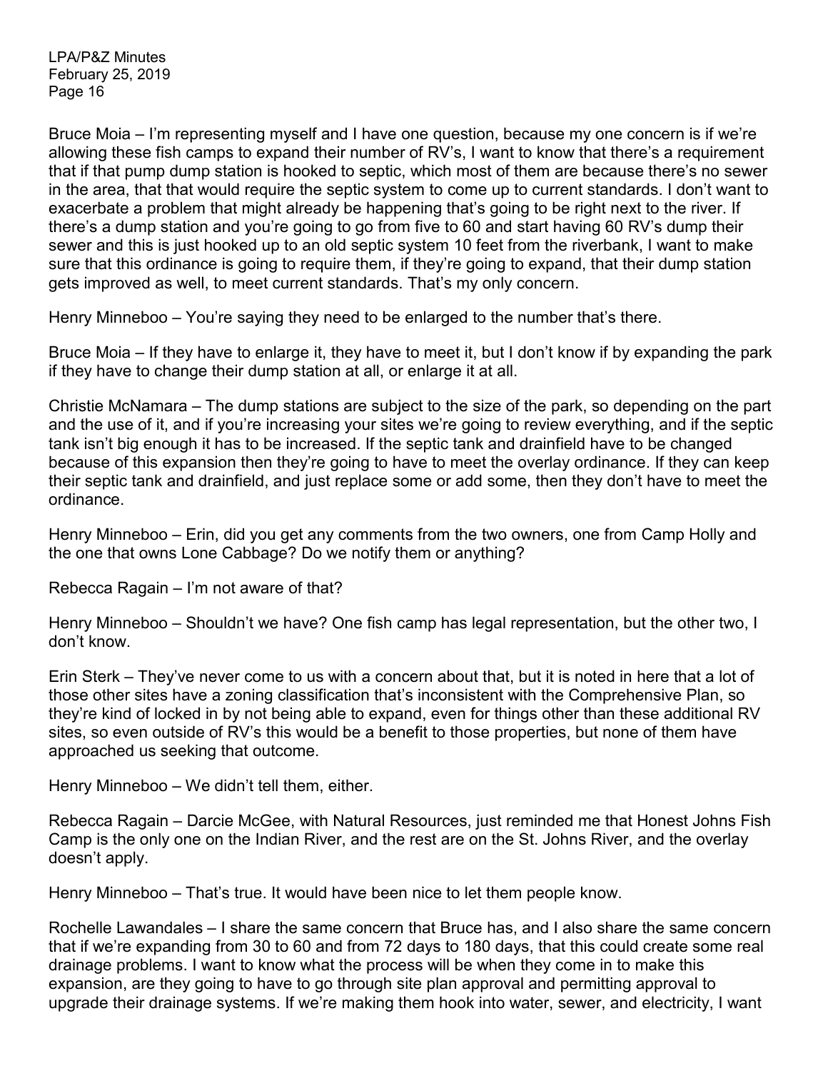Bruce Moia – I'm representing myself and I have one question, because my one concern is if we're allowing these fish camps to expand their number of RV's, I want to know that there's a requirement that if that pump dump station is hooked to septic, which most of them are because there's no sewer in the area, that that would require the septic system to come up to current standards. I don't want to exacerbate a problem that might already be happening that's going to be right next to the river. If there's a dump station and you're going to go from five to 60 and start having 60 RV's dump their sewer and this is just hooked up to an old septic system 10 feet from the riverbank, I want to make sure that this ordinance is going to require them, if they're going to expand, that their dump station gets improved as well, to meet current standards. That's my only concern.

Henry Minneboo – You're saying they need to be enlarged to the number that's there.

Bruce Moia – If they have to enlarge it, they have to meet it, but I don't know if by expanding the park if they have to change their dump station at all, or enlarge it at all.

Christie McNamara – The dump stations are subject to the size of the park, so depending on the part and the use of it, and if you're increasing your sites we're going to review everything, and if the septic tank isn't big enough it has to be increased. If the septic tank and drainfield have to be changed because of this expansion then they're going to have to meet the overlay ordinance. If they can keep their septic tank and drainfield, and just replace some or add some, then they don't have to meet the ordinance.

Henry Minneboo – Erin, did you get any comments from the two owners, one from Camp Holly and the one that owns Lone Cabbage? Do we notify them or anything?

Rebecca Ragain – I'm not aware of that?

Henry Minneboo – Shouldn't we have? One fish camp has legal representation, but the other two, I don't know.

Erin Sterk – They've never come to us with a concern about that, but it is noted in here that a lot of those other sites have a zoning classification that's inconsistent with the Comprehensive Plan, so they're kind of locked in by not being able to expand, even for things other than these additional RV sites, so even outside of RV's this would be a benefit to those properties, but none of them have approached us seeking that outcome.

Henry Minneboo – We didn't tell them, either.

Rebecca Ragain – Darcie McGee, with Natural Resources, just reminded me that Honest Johns Fish Camp is the only one on the Indian River, and the rest are on the St. Johns River, and the overlay doesn't apply.

Henry Minneboo – That's true. It would have been nice to let them people know.

Rochelle Lawandales – I share the same concern that Bruce has, and I also share the same concern that if we're expanding from 30 to 60 and from 72 days to 180 days, that this could create some real drainage problems. I want to know what the process will be when they come in to make this expansion, are they going to have to go through site plan approval and permitting approval to upgrade their drainage systems. If we're making them hook into water, sewer, and electricity, I want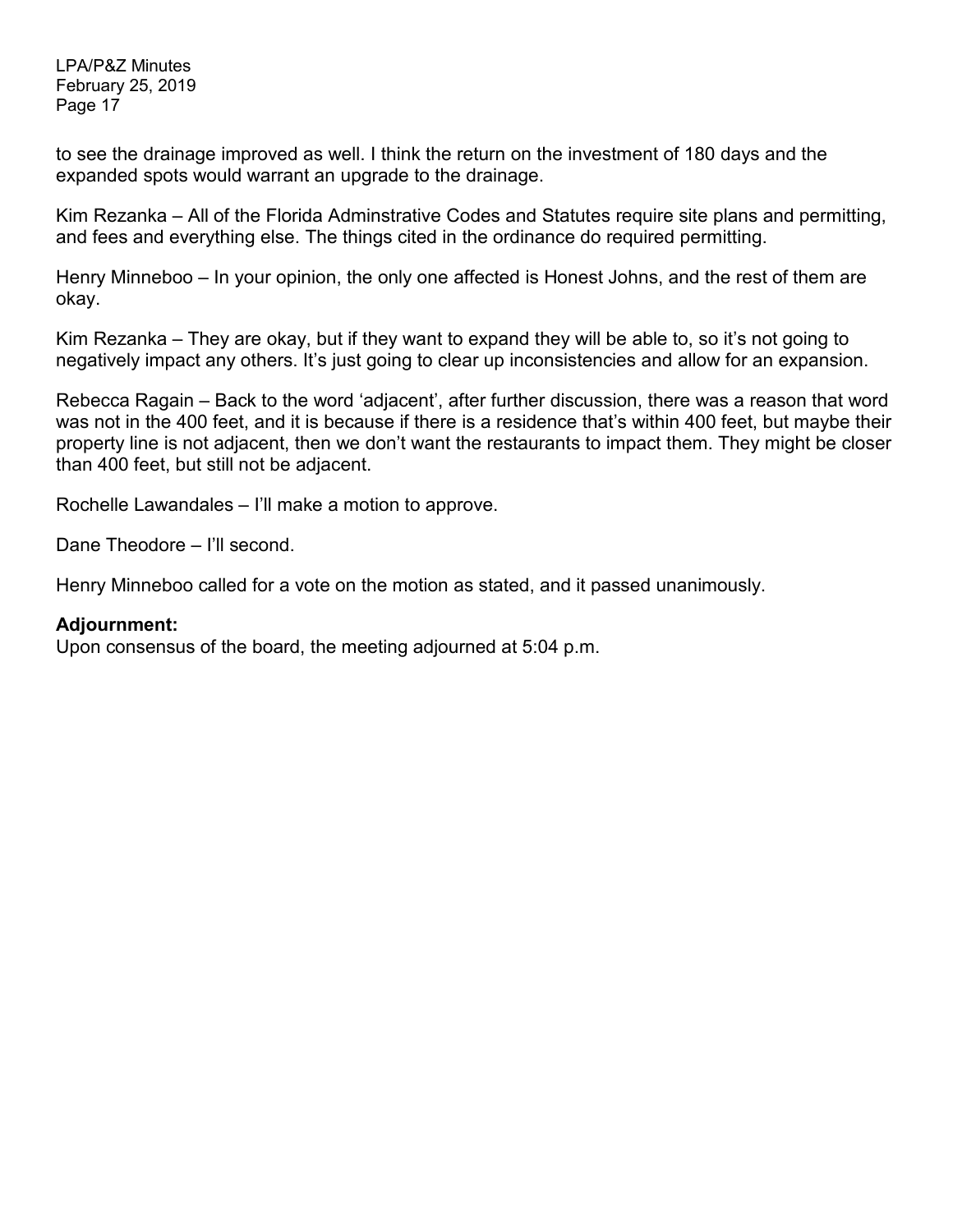to see the drainage improved as well. I think the return on the investment of 180 days and the expanded spots would warrant an upgrade to the drainage.

Kim Rezanka – All of the Florida Adminstrative Codes and Statutes require site plans and permitting, and fees and everything else. The things cited in the ordinance do required permitting.

Henry Minneboo – In your opinion, the only one affected is Honest Johns, and the rest of them are okay.

Kim Rezanka – They are okay, but if they want to expand they will be able to, so it's not going to negatively impact any others. It's just going to clear up inconsistencies and allow for an expansion.

Rebecca Ragain – Back to the word 'adjacent', after further discussion, there was a reason that word was not in the 400 feet, and it is because if there is a residence that's within 400 feet, but maybe their property line is not adjacent, then we don't want the restaurants to impact them. They might be closer than 400 feet, but still not be adjacent.

Rochelle Lawandales – I'll make a motion to approve.

Dane Theodore – I'll second.

Henry Minneboo called for a vote on the motion as stated, and it passed unanimously.

**Adjournment:**
Upon consensus of the board, the meeting adjourned at 5:04 p.m.